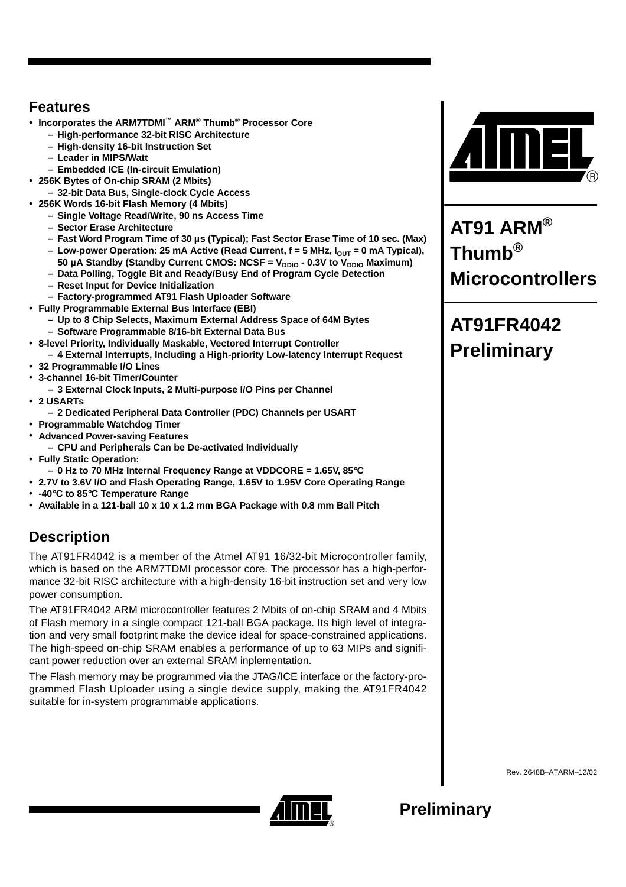## Features

- Incorporates the ARM7TDMI™ ARM® Thumb® Processor Core
  - High-performance 32-bit RISC Architecture
  - High-density 16-bit Instruction Set
  - Leader in MIPS/Watt
  - Embedded ICE (In-circuit Emulation)
- 256K Bytes of On-chip SRAM (2 Mbits)
  - 32-bit Data Bus, Single-clock Cycle Access
- 256K Words 16-bit Flash Memory (4 Mbits)
  - Single Voltage Read/Write, 90 ns Access Time
  - Sector Erase Architecture
  - Fast Word Program Time of 30 µs (Typical); Fast Sector Erase Time of 10 sec. (Max)
  - Low-power Operation: 25 mA Active (Read Current, f = 5 MHz, $I_{OUT}$ = 0 mA Typical), 50 µA Standby (Standby Current CMOS: NCSF = $V_{DDIO}$ - 0.3V to $V_{DDIO}$ Maximum)
  - Data Polling, Toggle Bit and Ready/Busy End of Program Cycle Detection
  - Reset Input for Device Initialization
  - Factory-programmed AT91 Flash Uploader Software
- Fully Programmable External Bus Interface (EBI)
  - Up to 8 Chip Selects, Maximum External Address Space of 64M Bytes
  - Software Programmable 8/16-bit External Data Bus
- 8-level Priority, Individually Maskable, Vectored Interrupt Controller
  - 4 External Interrupts, Including a High-priority Low-latency Interrupt Request
- 32 Programmable I/O Lines
- 3-channel 16-bit Timer/Counter
  - 3 External Clock Inputs, 2 Multi-purpose I/O Pins per Channel
- 2 USARTs
  - 2 Dedicated Peripheral Data Controller (PDC) Channels per USART
- Programmable Watchdog Timer
- Advanced Power-saving Features
  - CPU and Peripherals Can be De-activated Individually
- Fully Static Operation:
  - 0 Hz to 70 MHz Internal Frequency Range at VDDCORE = 1.65V, 85°C
- 2.7V to 3.6V I/O and Flash Operating Range, 1.65V to 1.95V Core Operating Range
- -40°C to 85°C Temperature Range
- Available in a 121-ball 10 x 10 x 1.2 mm BGA Package with 0.8 mm Ball Pitch

# AT91 ARM® Thumb® Microcontrollers

# AT91FR4042 Preliminary

## Description

The AT91FR4042 is a member of the Atmel AT91 16/32-bit Microcontroller family, which is based on the ARM7TDMI processor core. The processor has a high-performance 32-bit RISC architecture with a high-density 16-bit instruction set and very low power consumption.

The AT91FR4042 ARM microcontroller features 2 Mbits of on-chip SRAM and 4 Mbits of Flash memory in a single compact 121-ball BGA package. Its high level of integration and very small footprint make the device ideal for space-constrained applications. The high-speed on-chip SRAM enables a performance of up to 63 MIPs and significant power reduction over an external SRAM inplementation.

The Flash memory may be programmed via the JTAG/ICE interface or the factory-programmed Flash Uploader using a single device supply, making the AT91FR4042 suitable for in-system programmable applications.

Rev. 2648B–ATARM–12/02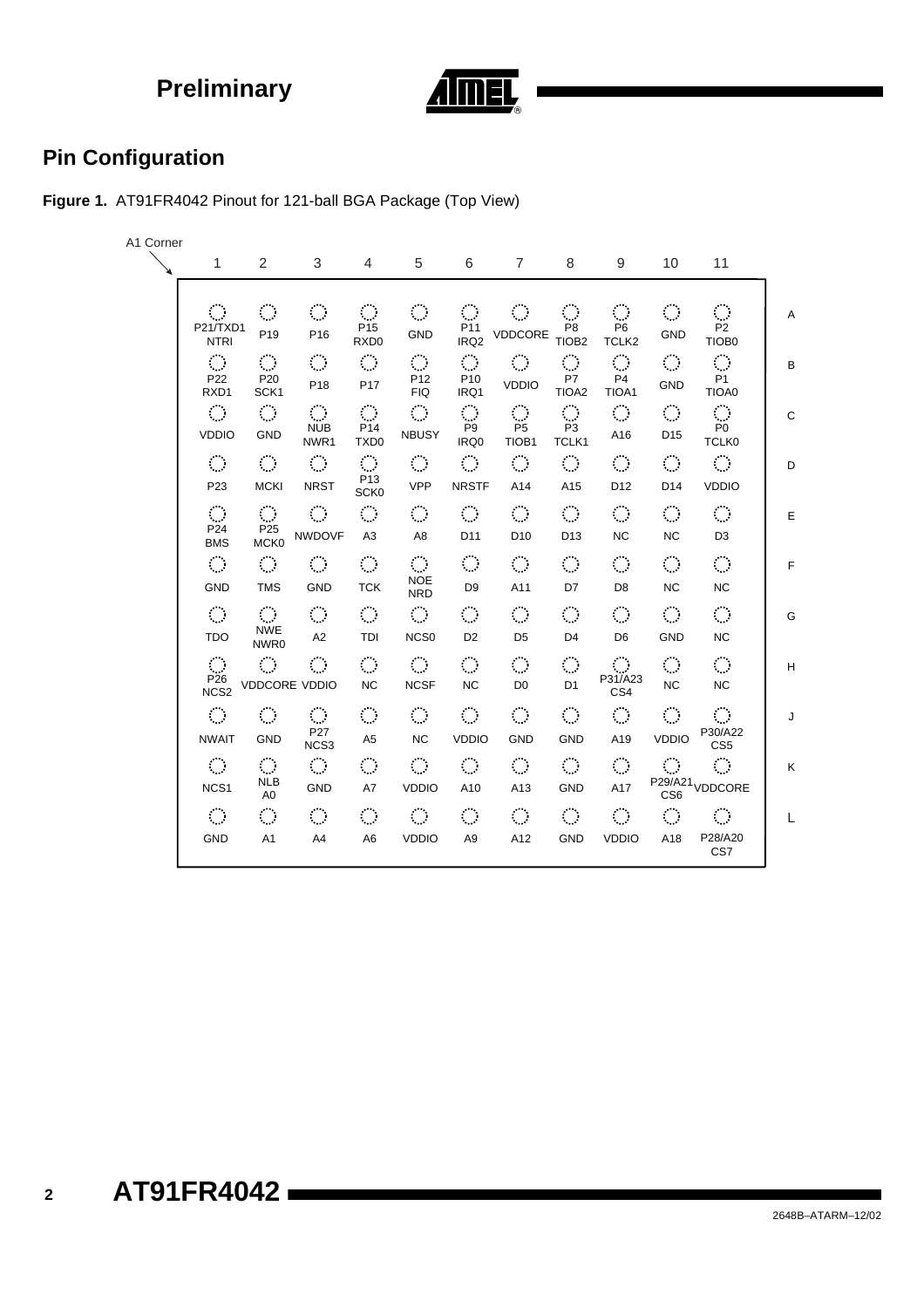## Pin Configuration

**Figure 1.** AT91FR4042 Pinout for 121-ball BGA Package (Top View)

A1 Corner

| | 1 | 2 | 3 | 4 | 5 | 6 | 7 | 8 | 9 | 10 | 11 |
|---|---|---|---|---|---|---|---|---|---|---|---|
| A | P21/TXD1 NTRI | P19 | P16 | P15 RXD0 | GND | P11 IRQ2 | VDDCORE | P8 TIOB2 | P6 TCLK2 | GND | P2 TIOB0 |
| B | P22 RXD1 | P20 SCK1 | P18 | P17 | P12 FIQ | P10 IRQ1 | VDDIO | P7 TIOA2 | P4 TIOA1 | GND | P1 TIOA0 |
| C | VDDIO | GND | NUB NWR1 | P14 TXD0 | NBUSY | P9 IRQ0 | P5 TIOB1 | P3 TCLK1 | A16 | D15 | P0 TCLK0 |
| D | P23 | MCKI | NRST | P13 SCK0 | VPP | NRSTF | A14 | A15 | D12 | D14 | VDDIO |
| E | P24 BMS | P25 MCK0 | NWDOVF | A3 | A8 | D11 | D10 | D13 | NC | NC | D3 |
| F | GND | TMS | GND | TCK | NOE NRD | D9 | A11 | D7 | D8 | NC | NC |
| G | TDO | NWE NWR0 | A2 | TDI | NCS0 | D2 | D5 | D4 | D6 | GND | NC |
| H | P26 NCS2 | VDDCORE | VDDIO | NC | NCSF | NC | D0 | D1 | P31/A23 CS4 | NC | NC |
| J | NWAIT | GND | P27 NCS3 | A5 | NC | VDDIO | GND | GND | A19 | VDDIO | P30/A22 CS5 |
| K | NCS1 | NLB A0 | GND | A7 | VDDIO | A10 | A13 | GND | A17 | P29/A21 CS6 | VDDCORE |
| L | GND | A1 | A4 | A6 | VDDIO | A9 | A12 | GND | VDDIO | A18 | P28/A20 CS7 |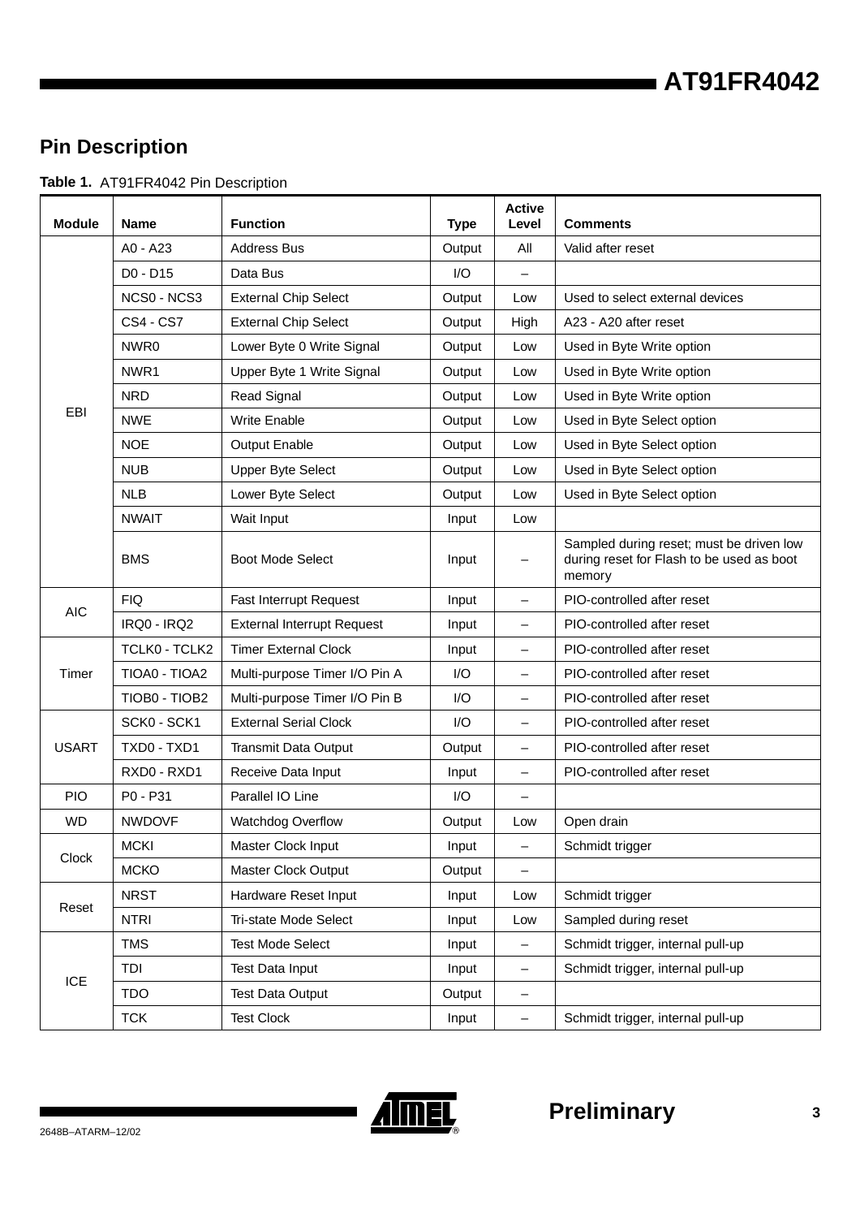## Pin Description

**Table 1.** AT91FR4042 Pin Description

| Module | Name | Function | Type | Active Level | Comments |
|---|---|---|---|---|---|
| EBI | A0 - A23 | Address Bus | Output | All | Valid after reset |
| | D0 - D15 | Data Bus | I/O | – | |
| | NCS0 - NCS3 | External Chip Select | Output | Low | Used to select external devices |
| | CS4 - CS7 | External Chip Select | Output | High | A23 - A20 after reset |
| | NWR0 | Lower Byte 0 Write Signal | Output | Low | Used in Byte Write option |
| | NWR1 | Upper Byte 1 Write Signal | Output | Low | Used in Byte Write option |
| | NRD | Read Signal | Output | Low | Used in Byte Write option |
| | NWE | Write Enable | Output | Low | Used in Byte Select option |
| | NOE | Output Enable | Output | Low | Used in Byte Select option |
| | NUB | Upper Byte Select | Output | Low | Used in Byte Select option |
| | NLB | Lower Byte Select | Output | Low | Used in Byte Select option |
| | NWAIT | Wait Input | Input | Low | |
| | BMS | Boot Mode Select | Input | – | Sampled during reset; must be driven low during reset for Flash to be used as boot memory |
| AIC | FIQ | Fast Interrupt Request | Input | – | PIO-controlled after reset |
| | IRQ0 - IRQ2 | External Interrupt Request | Input | – | PIO-controlled after reset |
| Timer | TCLK0 - TCLK2 | Timer External Clock | Input | – | PIO-controlled after reset |
| | TIOA0 - TIOA2 | Multi-purpose Timer I/O Pin A | I/O | – | PIO-controlled after reset |
| | TIOB0 - TIOB2 | Multi-purpose Timer I/O Pin B | I/O | – | PIO-controlled after reset |
| USART | SCK0 - SCK1 | External Serial Clock | I/O | – | PIO-controlled after reset |
| | TXD0 - TXD1 | Transmit Data Output | Output | – | PIO-controlled after reset |
| | RXD0 - RXD1 | Receive Data Input | Input | – | PIO-controlled after reset |
| PIO | P0 - P31 | Parallel IO Line | I/O | – | |
| WD | NWDOVF | Watchdog Overflow | Output | Low | Open drain |
| Clock | MCKI | Master Clock Input | Input | – | Schmidt trigger |
| | MCKO | Master Clock Output | Output | – | |
| Reset | NRST | Hardware Reset Input | Input | Low | Schmidt trigger |
| | NTRI | Tri-state Mode Select | Input | Low | Sampled during reset |
| ICE | TMS | Test Mode Select | Input | – | Schmidt trigger, internal pull-up |
| | TDI | Test Data Input | Input | – | Schmidt trigger, internal pull-up |
| | TDO | Test Data Output | Output | – | |
| | TCK | Test Clock | Input | – | Schmidt trigger, internal pull-up |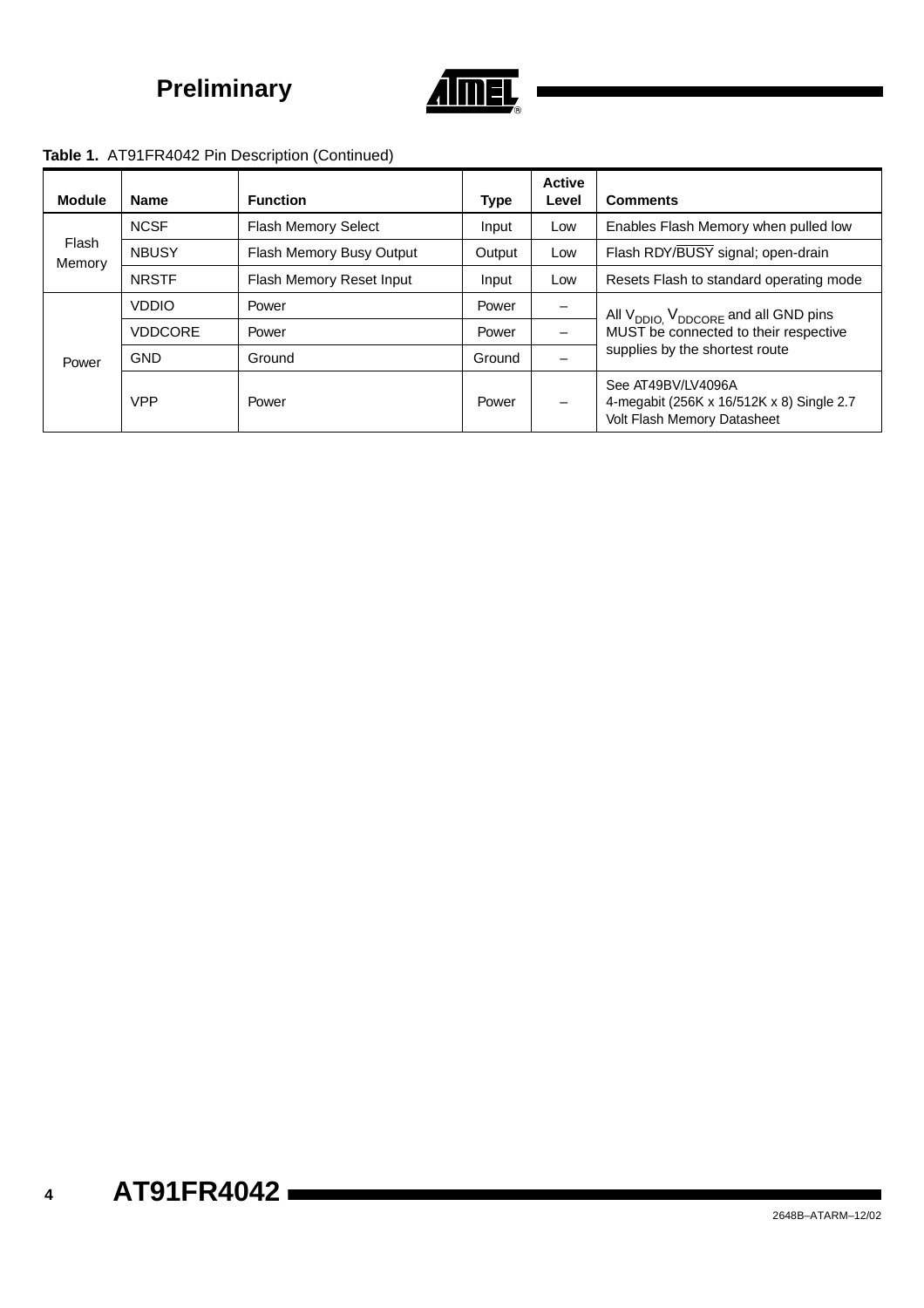**Table 1.** AT91FR4042 Pin Description (Continued)

| Module | Name | Function | Type | Active Level | Comments |
|---|---|---|---|---|---|
| Flash Memory | NCSF | Flash Memory Select | Input | Low | Enables Flash Memory when pulled low |
| | NBUSY | Flash Memory Busy Output | Output | Low | Flash RDY/$\overline{\text{BUSY}}$ signal; open-drain |
| | NRSTF | Flash Memory Reset Input | Input | Low | Resets Flash to standard operating mode |
| Power | VDDIO | Power | Power | – | All $V_{DDIO,}$ $V_{DDCORE}$ and all GND pins MUST be connected to their respective supplies by the shortest route |
| | VDDCORE | Power | Power | – | |
| | GND | Ground | Ground | – | |
| | VPP | Power | Power | – | See AT49BV/LV4096A 4-megabit (256K x 16/512K x 8) Single 2.7 Volt Flash Memory Datasheet |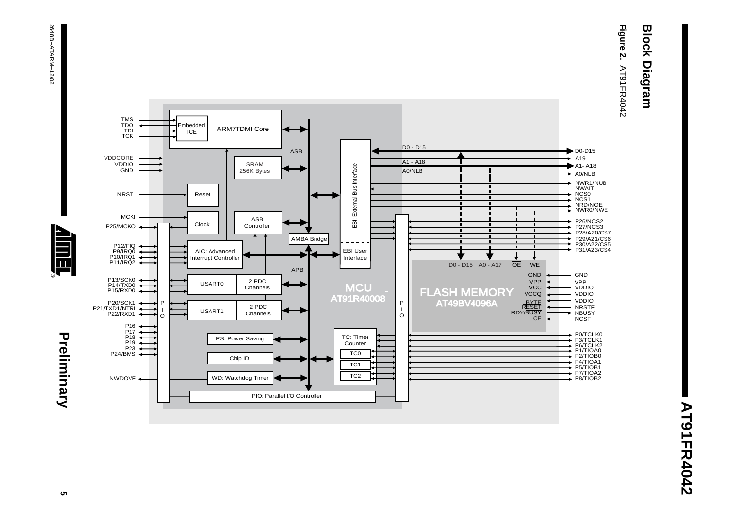# Block Diagram

**Figure 2.** AT91FR4042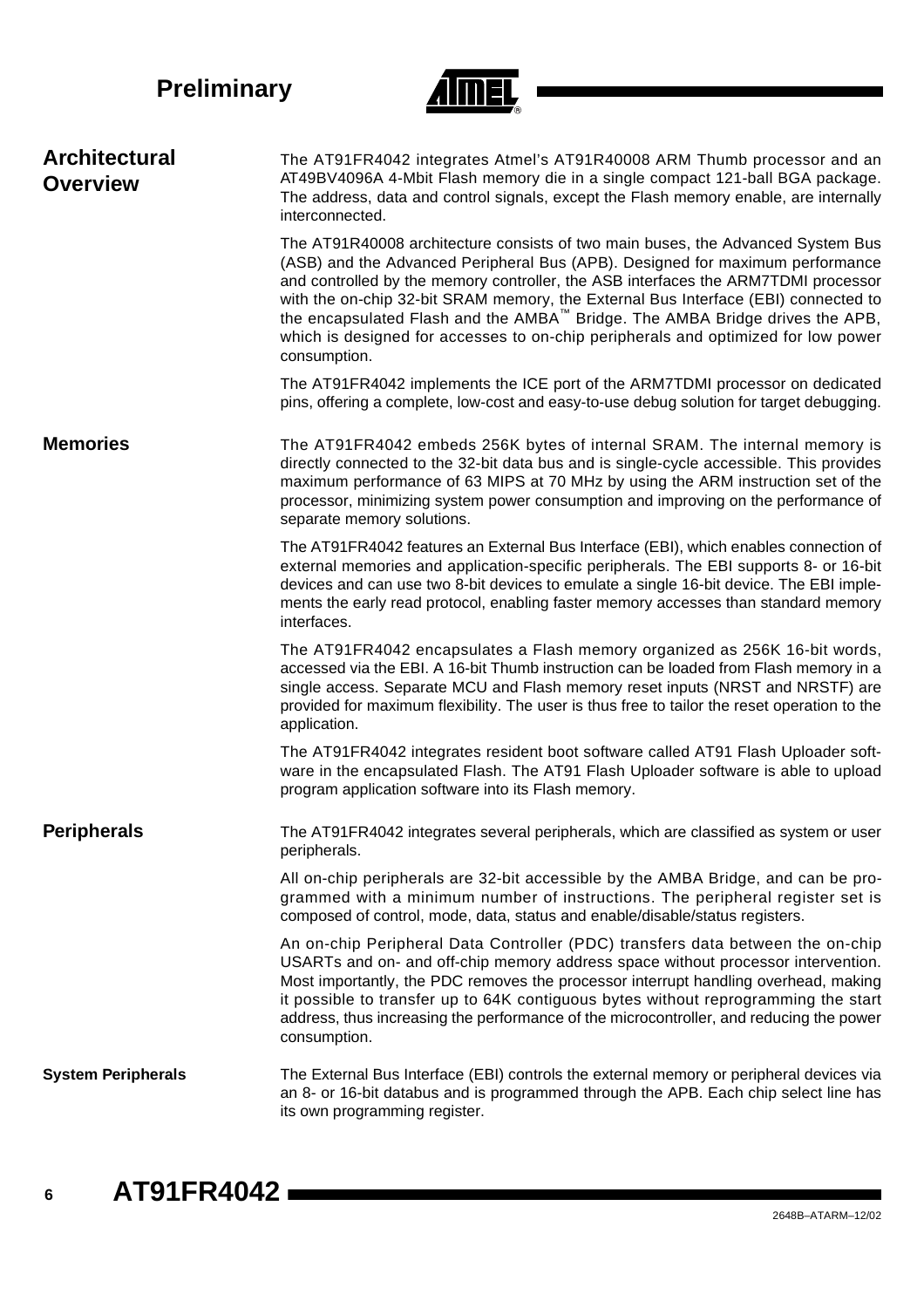## Architectural Overview

The AT91FR4042 integrates Atmel's AT91R40008 ARM Thumb processor and an AT49BV4096A 4-Mbit Flash memory die in a single compact 121-ball BGA package. The address, data and control signals, except the Flash memory enable, are internally interconnected.

The AT91R40008 architecture consists of two main buses, the Advanced System Bus (ASB) and the Advanced Peripheral Bus (APB). Designed for maximum performance and controlled by the memory controller, the ASB interfaces the ARM7TDMI processor with the on-chip 32-bit SRAM memory, the External Bus Interface (EBI) connected to the encapsulated Flash and the AMBA™ Bridge. The AMBA Bridge drives the APB, which is designed for accesses to on-chip peripherals and optimized for low power consumption.

The AT91FR4042 implements the ICE port of the ARM7TDMI processor on dedicated pins, offering a complete, low-cost and easy-to-use debug solution for target debugging.

## Memories

The AT91FR4042 embeds 256K bytes of internal SRAM. The internal memory is directly connected to the 32-bit data bus and is single-cycle accessible. This provides maximum performance of 63 MIPS at 70 MHz by using the ARM instruction set of the processor, minimizing system power consumption and improving on the performance of separate memory solutions.

The AT91FR4042 features an External Bus Interface (EBI), which enables connection of external memories and application-specific peripherals. The EBI supports 8- or 16-bit devices and can use two 8-bit devices to emulate a single 16-bit device. The EBI implements the early read protocol, enabling faster memory accesses than standard memory interfaces.

The AT91FR4042 encapsulates a Flash memory organized as 256K 16-bit words, accessed via the EBI. A 16-bit Thumb instruction can be loaded from Flash memory in a single access. Separate MCU and Flash memory reset inputs (NRST and NRSTF) are provided for maximum flexibility. The user is thus free to tailor the reset operation to the application.

The AT91FR4042 integrates resident boot software called AT91 Flash Uploader software in the encapsulated Flash. The AT91 Flash Uploader software is able to upload program application software into its Flash memory.

## Peripherals

The AT91FR4042 integrates several peripherals, which are classified as system or user peripherals.

All on-chip peripherals are 32-bit accessible by the AMBA Bridge, and can be programmed with a minimum number of instructions. The peripheral register set is composed of control, mode, data, status and enable/disable/status registers.

An on-chip Peripheral Data Controller (PDC) transfers data between the on-chip USARTs and on- and off-chip memory address space without processor intervention. Most importantly, the PDC removes the processor interrupt handling overhead, making it possible to transfer up to 64K contiguous bytes without reprogramming the start address, thus increasing the performance of the microcontroller, and reducing the power consumption.

### System Peripherals

The External Bus Interface (EBI) controls the external memory or peripheral devices via an 8- or 16-bit databus and is programmed through the APB. Each chip select line has its own programming register.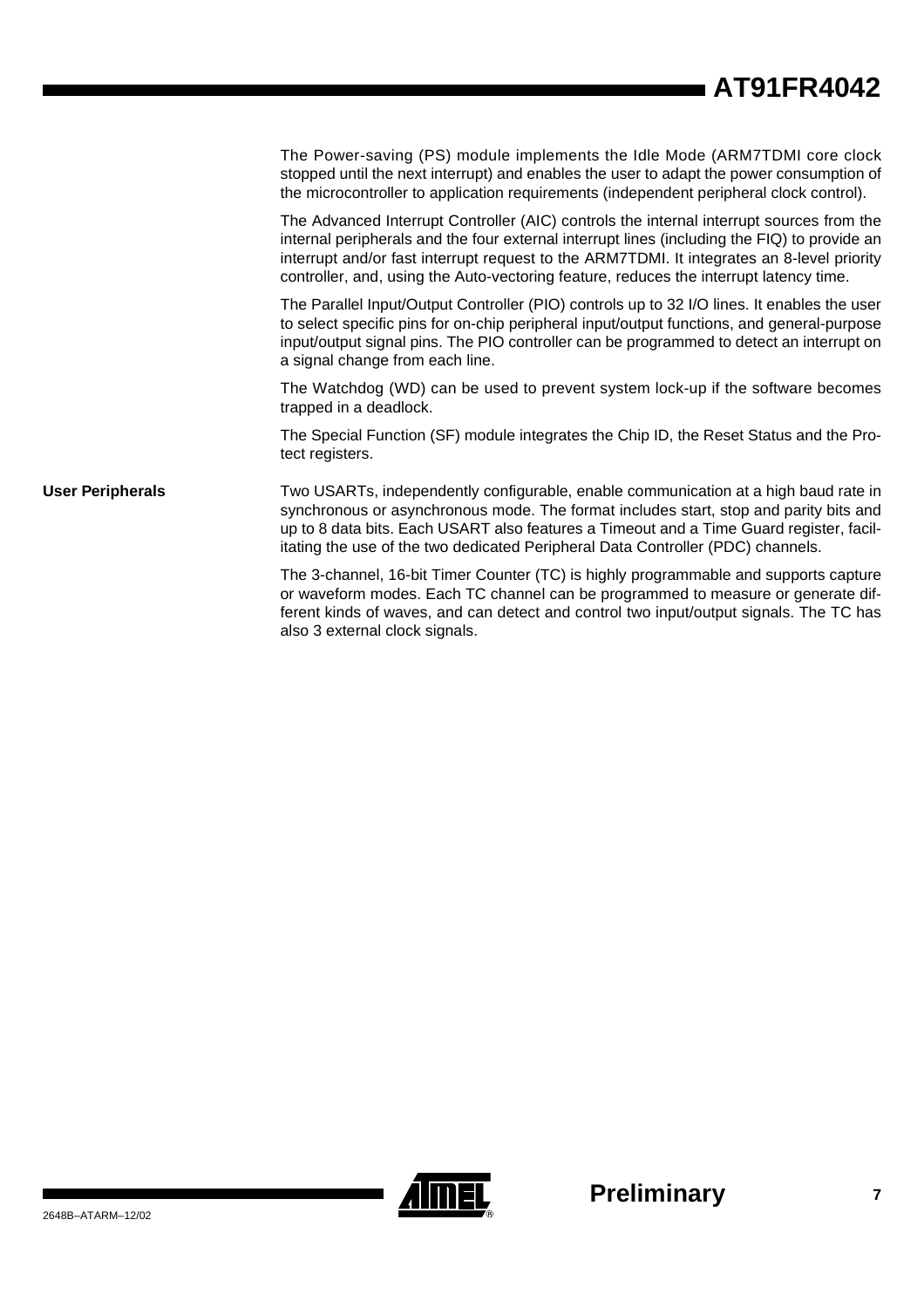The Power-saving (PS) module implements the Idle Mode (ARM7TDMI core clock stopped until the next interrupt) and enables the user to adapt the power consumption of the microcontroller to application requirements (independent peripheral clock control).

The Advanced Interrupt Controller (AIC) controls the internal interrupt sources from the internal peripherals and the four external interrupt lines (including the FIQ) to provide an interrupt and/or fast interrupt request to the ARM7TDMI. It integrates an 8-level priority controller, and, using the Auto-vectoring feature, reduces the interrupt latency time.

The Parallel Input/Output Controller (PIO) controls up to 32 I/O lines. It enables the user to select specific pins for on-chip peripheral input/output functions, and general-purpose input/output signal pins. The PIO controller can be programmed to detect an interrupt on a signal change from each line.

The Watchdog (WD) can be used to prevent system lock-up if the software becomes trapped in a deadlock.

The Special Function (SF) module integrates the Chip ID, the Reset Status and the Protect registers.

## User Peripherals

Two USARTs, independently configurable, enable communication at a high baud rate in synchronous or asynchronous mode. The format includes start, stop and parity bits and up to 8 data bits. Each USART also features a Timeout and a Time Guard register, facilitating the use of the two dedicated Peripheral Data Controller (PDC) channels.

The 3-channel, 16-bit Timer Counter (TC) is highly programmable and supports capture or waveform modes. Each TC channel can be programmed to measure or generate different kinds of waves, and can detect and control two input/output signals. The TC has also 3 external clock signals.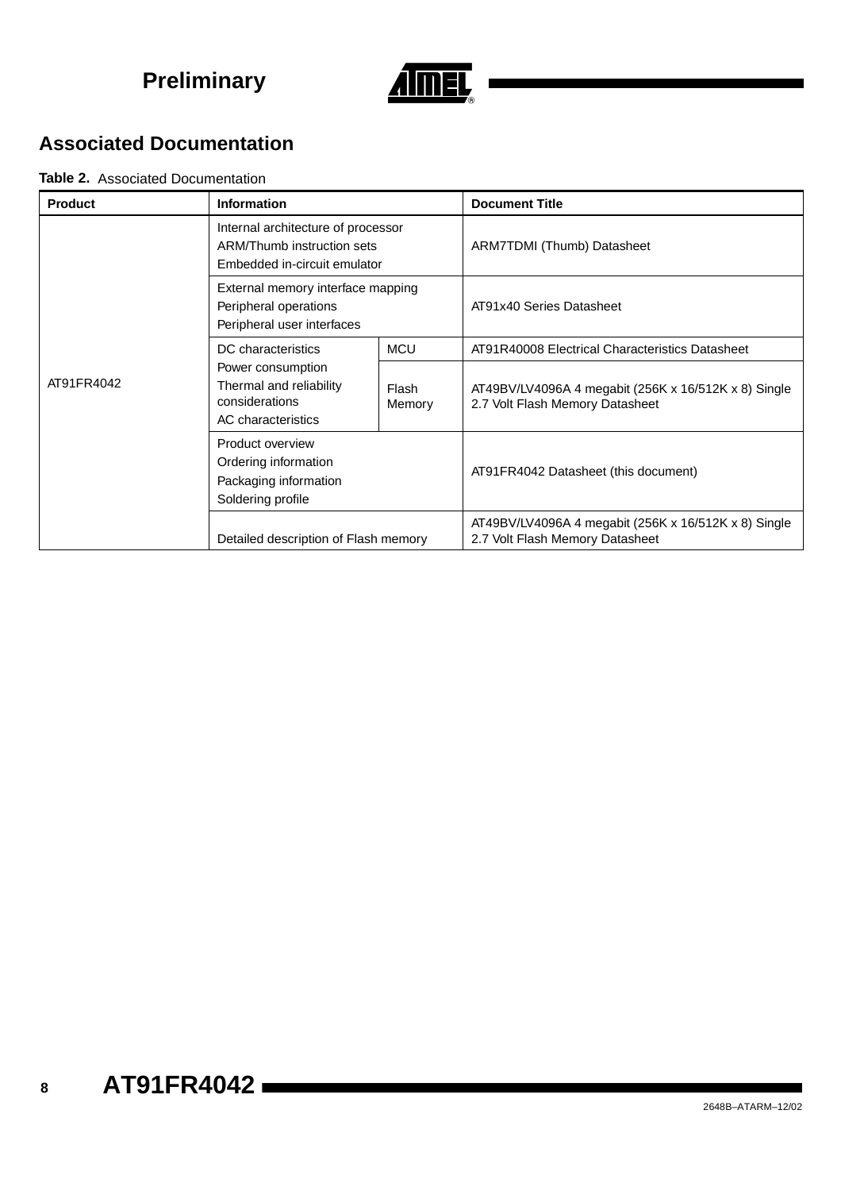## Associated Documentation

**Table 2.** Associated Documentation

| Product | Information | | Document Title |
|---|---|---|---|
| AT91FR4042 | Internal architecture of processor<br>ARM/Thumb instruction sets<br>Embedded in-circuit emulator | | ARM7TDMI (Thumb) Datasheet |
| | External memory interface mapping<br>Peripheral operations<br>Peripheral user interfaces | | AT91x40 Series Datasheet |
| | DC characteristics<br>Power consumption<br>Thermal and reliability considerations<br>AC characteristics | MCU | AT91R40008 Electrical Characteristics Datasheet |
| | | Flash Memory | AT49BV/LV4096A 4 megabit (256K x 16/512K x 8) Single 2.7 Volt Flash Memory Datasheet |
| | Product overview<br>Ordering information<br>Packaging information<br>Soldering profile | | AT91FR4042 Datasheet (this document) |
| | Detailed description of Flash memory | | AT49BV/LV4096A 4 megabit (256K x 16/512K x 8) Single 2.7 Volt Flash Memory Datasheet |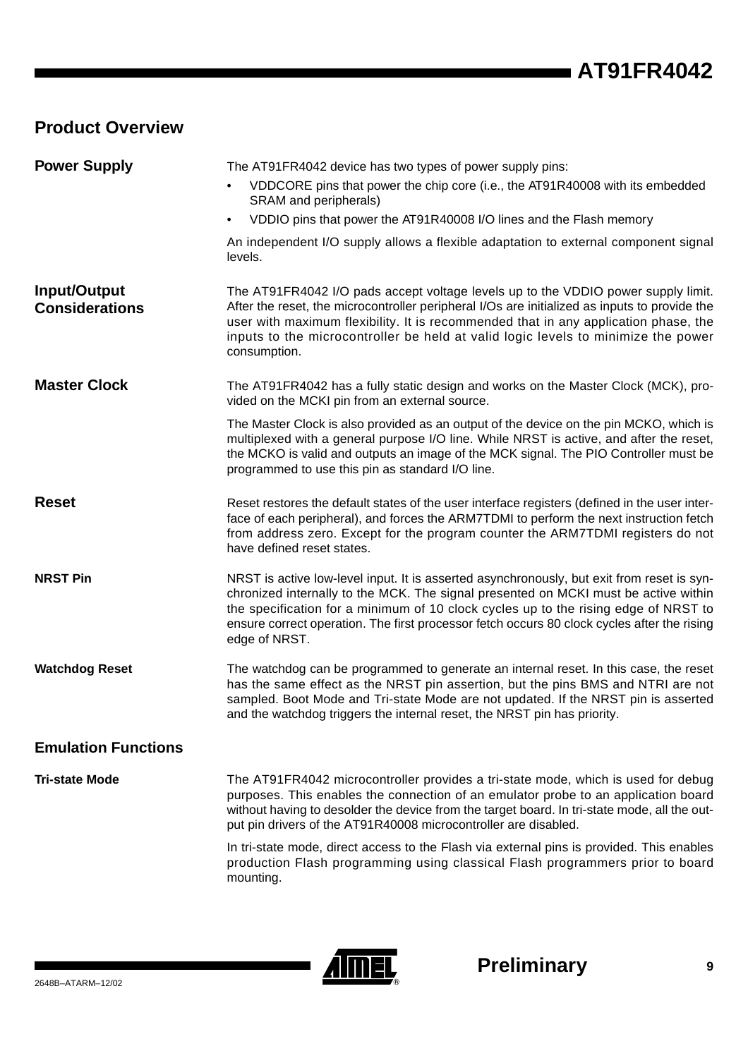## Product Overview

### Power Supply

The AT91FR4042 device has two types of power supply pins:

- VDDCORE pins that power the chip core (i.e., the AT91R40008 with its embedded SRAM and peripherals)
- VDDIO pins that power the AT91R40008 I/O lines and the Flash memory

An independent I/O supply allows a flexible adaptation to external component signal levels.

### Input/Output Considerations

The AT91FR4042 I/O pads accept voltage levels up to the VDDIO power supply limit. After the reset, the microcontroller peripheral I/Os are initialized as inputs to provide the user with maximum flexibility. It is recommended that in any application phase, the inputs to the microcontroller be held at valid logic levels to minimize the power consumption.

### Master Clock

The AT91FR4042 has a fully static design and works on the Master Clock (MCK), provided on the MCKI pin from an external source.

The Master Clock is also provided as an output of the device on the pin MCKO, which is multiplexed with a general purpose I/O line. While NRST is active, and after the reset, the MCKO is valid and outputs an image of the MCK signal. The PIO Controller must be programmed to use this pin as standard I/O line.

### Reset

Reset restores the default states of the user interface registers (defined in the user interface of each peripheral), and forces the ARM7TDMI to perform the next instruction fetch from address zero. Except for the program counter the ARM7TDMI registers do not have defined reset states.

#### NRST Pin

NRST is active low-level input. It is asserted asynchronously, but exit from reset is synchronized internally to the MCK. The signal presented on MCKI must be active within the specification for a minimum of 10 clock cycles up to the rising edge of NRST to ensure correct operation. The first processor fetch occurs 80 clock cycles after the rising edge of NRST.

#### Watchdog Reset

The watchdog can be programmed to generate an internal reset. In this case, the reset has the same effect as the NRST pin assertion, but the pins BMS and NTRI are not sampled. Boot Mode and Tri-state Mode are not updated. If the NRST pin is asserted and the watchdog triggers the internal reset, the NRST pin has priority.

## Emulation Functions

#### Tri-state Mode

The AT91FR4042 microcontroller provides a tri-state mode, which is used for debug purposes. This enables the connection of an emulator probe to an application board without having to desolder the device from the target board. In tri-state mode, all the output pin drivers of the AT91R40008 microcontroller are disabled.

In tri-state mode, direct access to the Flash via external pins is provided. This enables production Flash programming using classical Flash programmers prior to board mounting.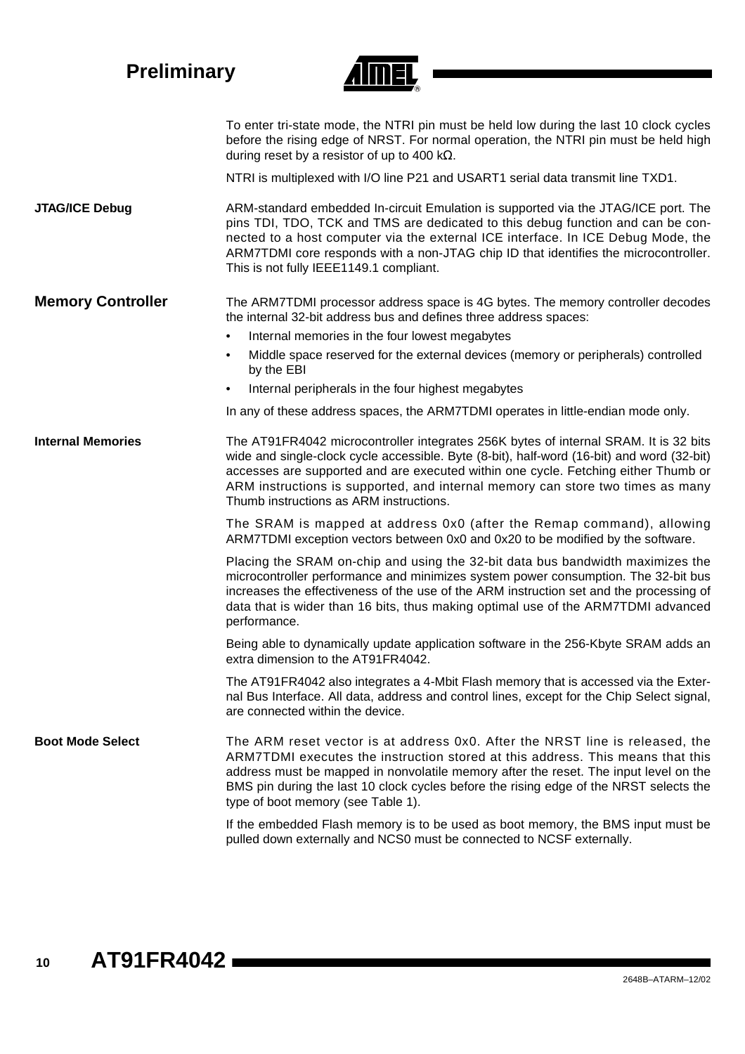To enter tri-state mode, the NTRI pin must be held low during the last 10 clock cycles before the rising edge of NRST. For normal operation, the NTRI pin must be held high during reset by a resistor of up to 400 kΩ.

NTRI is multiplexed with I/O line P21 and USART1 serial data transmit line TXD1.

### JTAG/ICE Debug

ARM-standard embedded In-circuit Emulation is supported via the JTAG/ICE port. The pins TDI, TDO, TCK and TMS are dedicated to this debug function and can be connected to a host computer via the external ICE interface. In ICE Debug Mode, the ARM7TDMI core responds with a non-JTAG chip ID that identifies the microcontroller. This is not fully IEEE1149.1 compliant.

## Memory Controller

The ARM7TDMI processor address space is 4G bytes. The memory controller decodes the internal 32-bit address bus and defines three address spaces:

- Internal memories in the four lowest megabytes
- Middle space reserved for the external devices (memory or peripherals) controlled by the EBI
- Internal peripherals in the four highest megabytes

In any of these address spaces, the ARM7TDMI operates in little-endian mode only.

### Internal Memories

The AT91FR4042 microcontroller integrates 256K bytes of internal SRAM. It is 32 bits wide and single-clock cycle accessible. Byte (8-bit), half-word (16-bit) and word (32-bit) accesses are supported and are executed within one cycle. Fetching either Thumb or ARM instructions is supported, and internal memory can store two times as many Thumb instructions as ARM instructions.

The SRAM is mapped at address 0x0 (after the Remap command), allowing ARM7TDMI exception vectors between 0x0 and 0x20 to be modified by the software.

Placing the SRAM on-chip and using the 32-bit data bus bandwidth maximizes the microcontroller performance and minimizes system power consumption. The 32-bit bus increases the effectiveness of the use of the ARM instruction set and the processing of data that is wider than 16 bits, thus making optimal use of the ARM7TDMI advanced performance.

Being able to dynamically update application software in the 256-Kbyte SRAM adds an extra dimension to the AT91FR4042.

The AT91FR4042 also integrates a 4-Mbit Flash memory that is accessed via the External Bus Interface. All data, address and control lines, except for the Chip Select signal, are connected within the device.

### Boot Mode Select

The ARM reset vector is at address 0x0. After the NRST line is released, the ARM7TDMI executes the instruction stored at this address. This means that this address must be mapped in nonvolatile memory after the reset. The input level on the BMS pin during the last 10 clock cycles before the rising edge of the NRST selects the type of boot memory (see Table 1).

If the embedded Flash memory is to be used as boot memory, the BMS input must be pulled down externally and NCS0 must be connected to NCSF externally.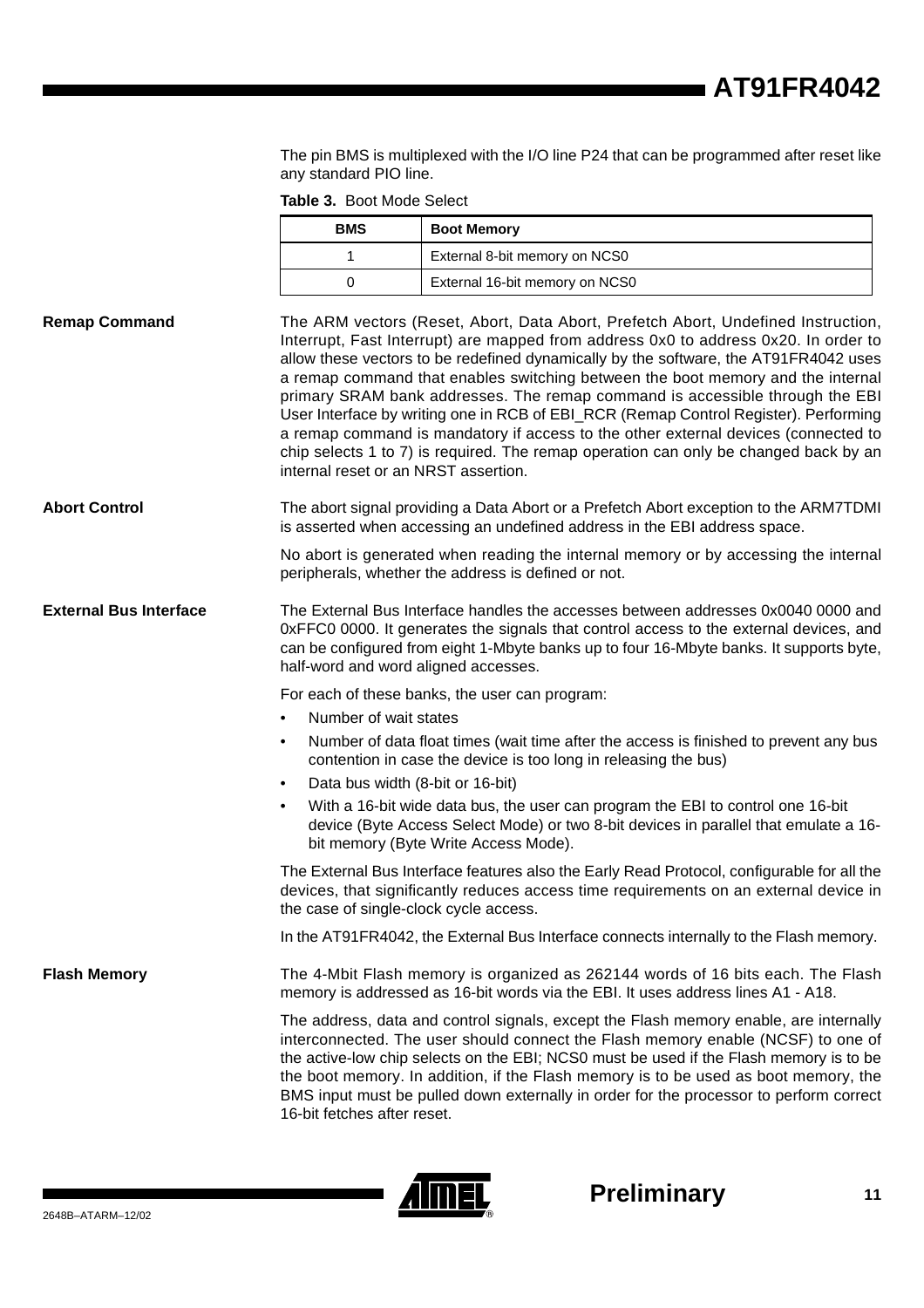The pin BMS is multiplexed with the I/O line P24 that can be programmed after reset like any standard PIO line.

**Table 3.** Boot Mode Select

| BMS | Boot Memory |
| --- | --- |
| 1 | External 8-bit memory on NCS0 |
| 0 | External 16-bit memory on NCS0 |

### Remap Command

The ARM vectors (Reset, Abort, Data Abort, Prefetch Abort, Undefined Instruction, Interrupt, Fast Interrupt) are mapped from address 0x0 to address 0x20. In order to allow these vectors to be redefined dynamically by the software, the AT91FR4042 uses a remap command that enables switching between the boot memory and the internal primary SRAM bank addresses. The remap command is accessible through the EBI User Interface by writing one in RCB of EBI_RCR (Remap Control Register). Performing a remap command is mandatory if access to the other external devices (connected to chip selects 1 to 7) is required. The remap operation can only be changed back by an internal reset or an NRST assertion.

### Abort Control

The abort signal providing a Data Abort or a Prefetch Abort exception to the ARM7TDMI is asserted when accessing an undefined address in the EBI address space.

No abort is generated when reading the internal memory or by accessing the internal peripherals, whether the address is defined or not.

### External Bus Interface

The External Bus Interface handles the accesses between addresses 0x0040 0000 and 0xFFC0 0000. It generates the signals that control access to the external devices, and can be configured from eight 1-Mbyte banks up to four 16-Mbyte banks. It supports byte, half-word and word aligned accesses.

For each of these banks, the user can program:

- Number of wait states
- Number of data float times (wait time after the access is finished to prevent any bus contention in case the device is too long in releasing the bus)
- Data bus width (8-bit or 16-bit)
- With a 16-bit wide data bus, the user can program the EBI to control one 16-bit device (Byte Access Select Mode) or two 8-bit devices in parallel that emulate a 16-bit memory (Byte Write Access Mode).

The External Bus Interface features also the Early Read Protocol, configurable for all the devices, that significantly reduces access time requirements on an external device in the case of single-clock cycle access.

In the AT91FR4042, the External Bus Interface connects internally to the Flash memory.

### Flash Memory

The 4-Mbit Flash memory is organized as 262144 words of 16 bits each. The Flash memory is addressed as 16-bit words via the EBI. It uses address lines A1 - A18.

The address, data and control signals, except the Flash memory enable, are internally interconnected. The user should connect the Flash memory enable (NCSF) to one of the active-low chip selects on the EBI; NCS0 must be used if the Flash memory is to be the boot memory. In addition, if the Flash memory is to be used as boot memory, the BMS input must be pulled down externally in order for the processor to perform correct 16-bit fetches after reset.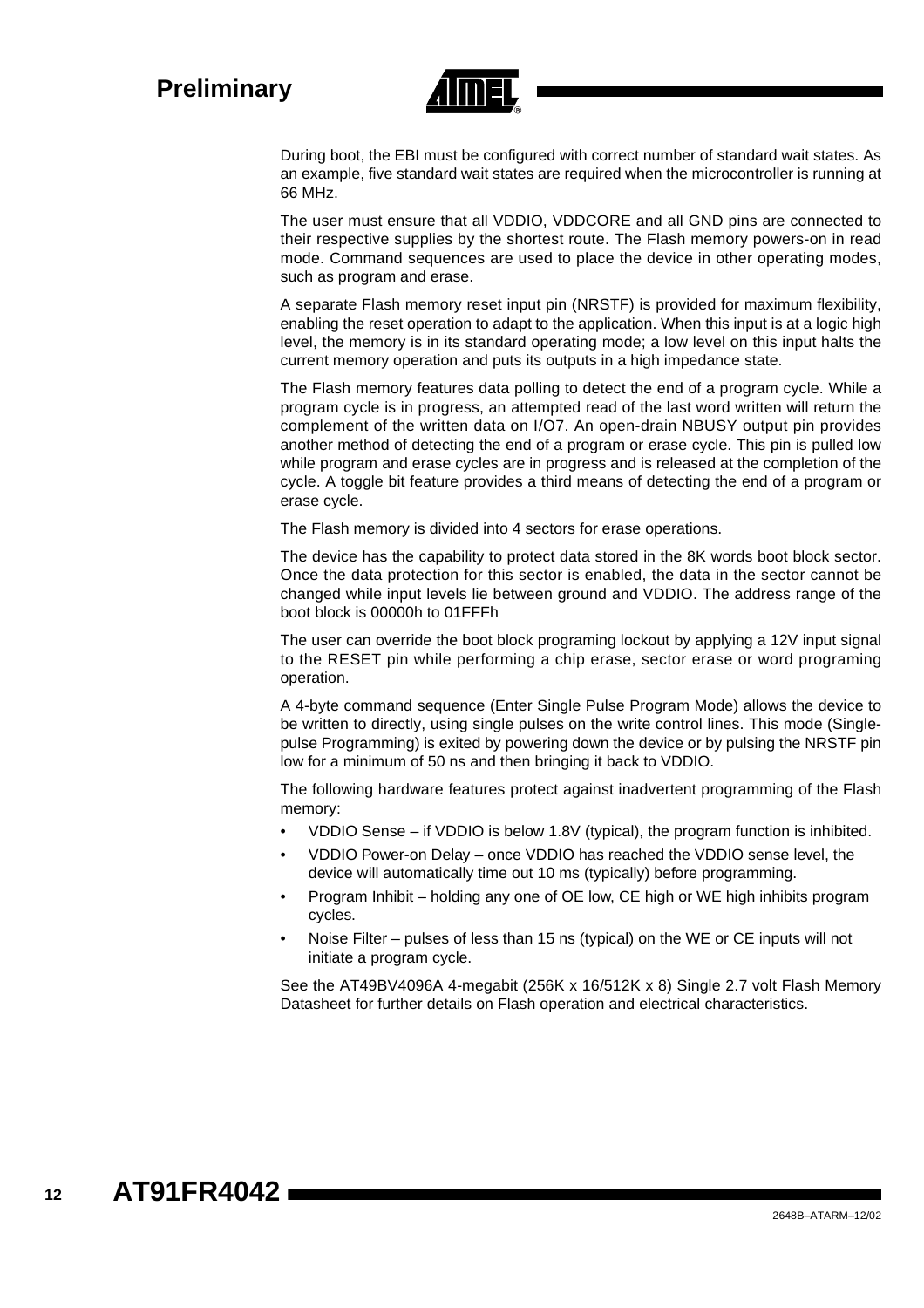During boot, the EBI must be configured with correct number of standard wait states. As an example, five standard wait states are required when the microcontroller is running at 66 MHz.

The user must ensure that all VDDIO, VDDCORE and all GND pins are connected to their respective supplies by the shortest route. The Flash memory powers-on in read mode. Command sequences are used to place the device in other operating modes, such as program and erase.

A separate Flash memory reset input pin (NRSTF) is provided for maximum flexibility, enabling the reset operation to adapt to the application. When this input is at a logic high level, the memory is in its standard operating mode; a low level on this input halts the current memory operation and puts its outputs in a high impedance state.

The Flash memory features data polling to detect the end of a program cycle. While a program cycle is in progress, an attempted read of the last word written will return the complement of the written data on I/O7. An open-drain NBUSY output pin provides another method of detecting the end of a program or erase cycle. This pin is pulled low while program and erase cycles are in progress and is released at the completion of the cycle. A toggle bit feature provides a third means of detecting the end of a program or erase cycle.

The Flash memory is divided into 4 sectors for erase operations.

The device has the capability to protect data stored in the 8K words boot block sector. Once the data protection for this sector is enabled, the data in the sector cannot be changed while input levels lie between ground and VDDIO. The address range of the boot block is 00000h to 01FFFh

The user can override the boot block programing lockout by applying a 12V input signal to the RESET pin while performing a chip erase, sector erase or word programing operation.

A 4-byte command sequence (Enter Single Pulse Program Mode) allows the device to be written to directly, using single pulses on the write control lines. This mode (Single-pulse Programming) is exited by powering down the device or by pulsing the NRSTF pin low for a minimum of 50 ns and then bringing it back to VDDIO.

The following hardware features protect against inadvertent programming of the Flash memory:

- VDDIO Sense – if VDDIO is below 1.8V (typical), the program function is inhibited.
- VDDIO Power-on Delay – once VDDIO has reached the VDDIO sense level, the device will automatically time out 10 ms (typically) before programming.
- Program Inhibit – holding any one of OE low, CE high or WE high inhibits program cycles.
- Noise Filter – pulses of less than 15 ns (typical) on the WE or CE inputs will not initiate a program cycle.

See the AT49BV4096A 4-megabit (256K x 16/512K x 8) Single 2.7 volt Flash Memory Datasheet for further details on Flash operation and electrical characteristics.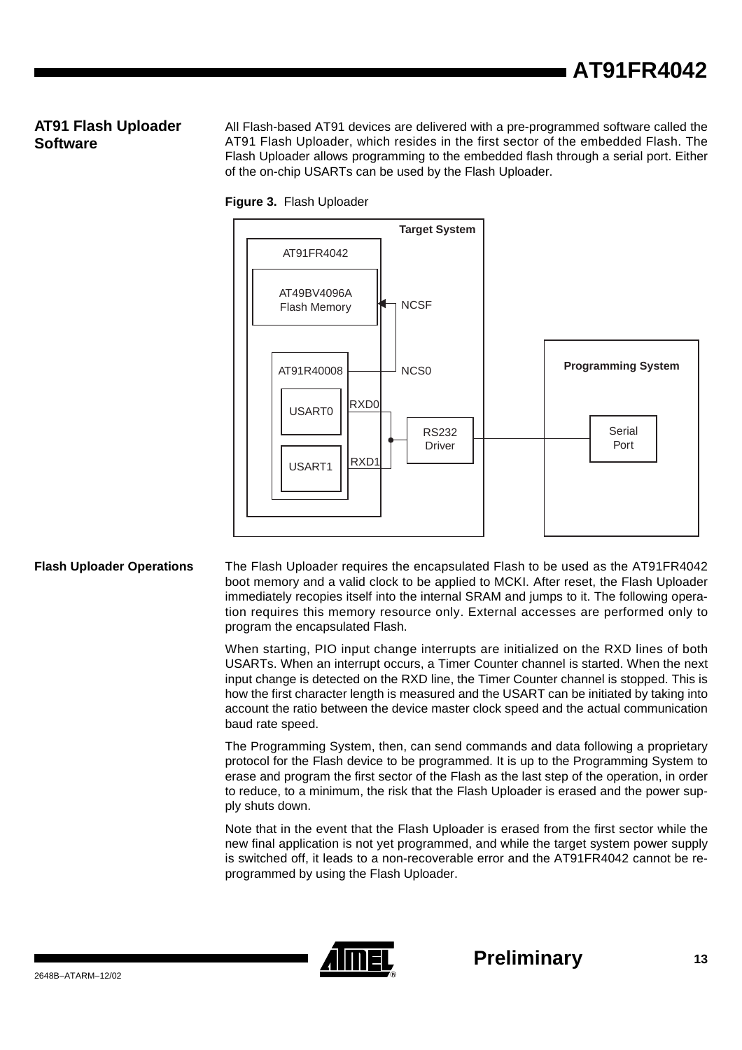## AT91 Flash Uploader Software

All Flash-based AT91 devices are delivered with a pre-programmed software called the AT91 Flash Uploader, which resides in the first sector of the embedded Flash. The Flash Uploader allows programming to the embedded flash through a serial port. Either of the on-chip USARTs can be used by the Flash Uploader.

**Figure 3.** Flash Uploader

### Flash Uploader Operations

The Flash Uploader requires the encapsulated Flash to be used as the AT91FR4042 boot memory and a valid clock to be applied to MCKI. After reset, the Flash Uploader immediately recopies itself into the internal SRAM and jumps to it. The following operation requires this memory resource only. External accesses are performed only to program the encapsulated Flash.

When starting, PIO input change interrupts are initialized on the RXD lines of both USARTs. When an interrupt occurs, a Timer Counter channel is started. When the next input change is detected on the RXD line, the Timer Counter channel is stopped. This is how the first character length is measured and the USART can be initiated by taking into account the ratio between the device master clock speed and the actual communication baud rate speed.

The Programming System, then, can send commands and data following a proprietary protocol for the Flash device to be programmed. It is up to the Programming System to erase and program the first sector of the Flash as the last step of the operation, in order to reduce, to a minimum, the risk that the Flash Uploader is erased and the power supply shuts down.

Note that in the event that the Flash Uploader is erased from the first sector while the new final application is not yet programmed, and while the target system power supply is switched off, it leads to a non-recoverable error and the AT91FR4042 cannot be reprogrammed by using the Flash Uploader.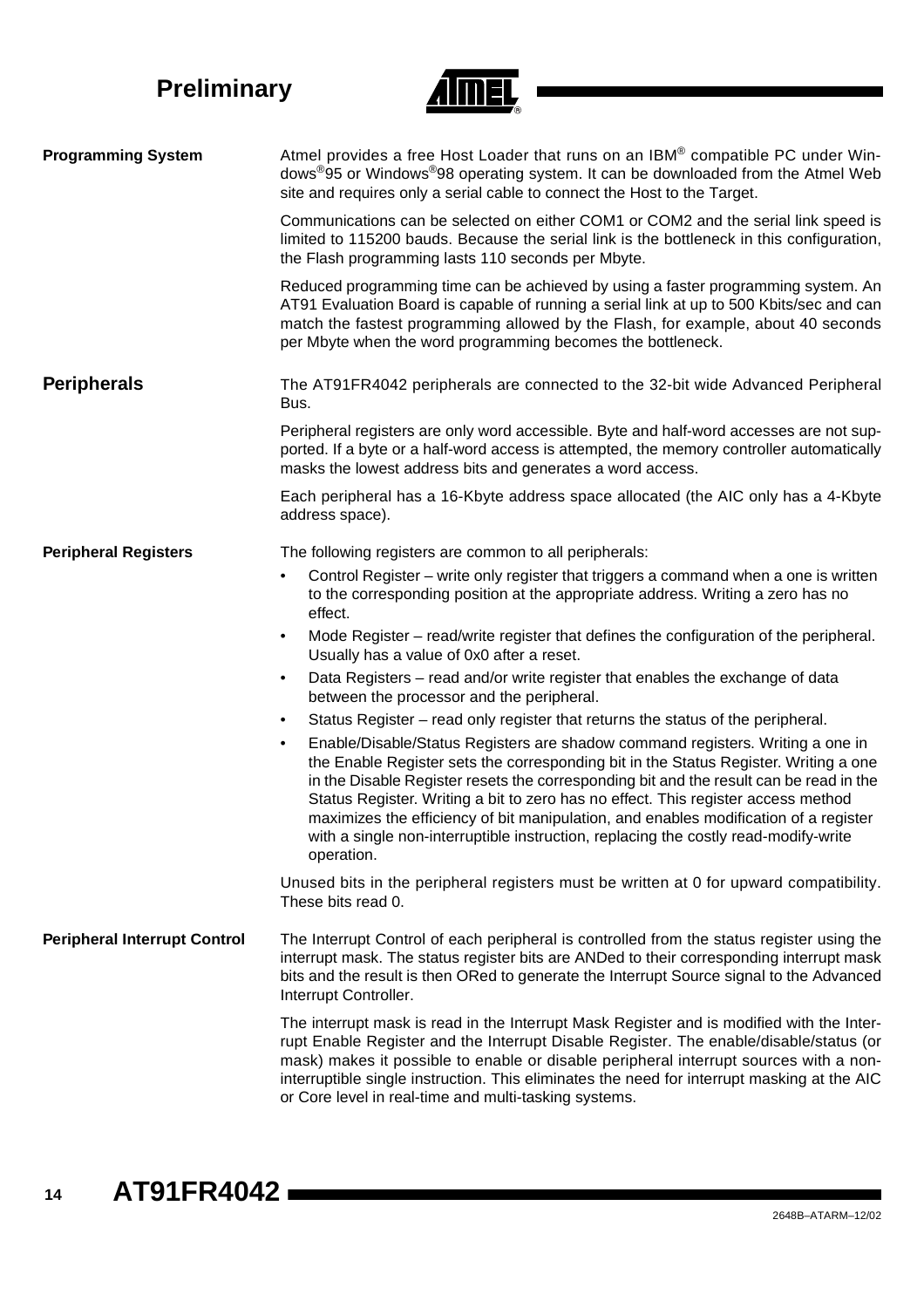## Programming System

Atmel provides a free Host Loader that runs on an IBM® compatible PC under Windows®95 or Windows®98 operating system. It can be downloaded from the Atmel Web site and requires only a serial cable to connect the Host to the Target.

Communications can be selected on either COM1 or COM2 and the serial link speed is limited to 115200 bauds. Because the serial link is the bottleneck in this configuration, the Flash programming lasts 110 seconds per Mbyte.

Reduced programming time can be achieved by using a faster programming system. An AT91 Evaluation Board is capable of running a serial link at up to 500 Kbits/sec and can match the fastest programming allowed by the Flash, for example, about 40 seconds per Mbyte when the word programming becomes the bottleneck.

# Peripherals

The AT91FR4042 peripherals are connected to the 32-bit wide Advanced Peripheral Bus.

Peripheral registers are only word accessible. Byte and half-word accesses are not supported. If a byte or a half-word access is attempted, the memory controller automatically masks the lowest address bits and generates a word access.

Each peripheral has a 16-Kbyte address space allocated (the AIC only has a 4-Kbyte address space).

## Peripheral Registers

The following registers are common to all peripherals:

- Control Register – write only register that triggers a command when a one is written to the corresponding position at the appropriate address. Writing a zero has no effect.
- Mode Register – read/write register that defines the configuration of the peripheral. Usually has a value of 0x0 after a reset.
- Data Registers – read and/or write register that enables the exchange of data between the processor and the peripheral.
- Status Register – read only register that returns the status of the peripheral.
- Enable/Disable/Status Registers are shadow command registers. Writing a one in the Enable Register sets the corresponding bit in the Status Register. Writing a one in the Disable Register resets the corresponding bit and the result can be read in the Status Register. Writing a bit to zero has no effect. This register access method maximizes the efficiency of bit manipulation, and enables modification of a register with a single non-interruptible instruction, replacing the costly read-modify-write operation.

Unused bits in the peripheral registers must be written at 0 for upward compatibility. These bits read 0.

## Peripheral Interrupt Control

The Interrupt Control of each peripheral is controlled from the status register using the interrupt mask. The status register bits are ANDed to their corresponding interrupt mask bits and the result is then ORed to generate the Interrupt Source signal to the Advanced Interrupt Controller.

The interrupt mask is read in the Interrupt Mask Register and is modified with the Interrupt Enable Register and the Interrupt Disable Register. The enable/disable/status (or mask) makes it possible to enable or disable peripheral interrupt sources with a non-interruptible single instruction. This eliminates the need for interrupt masking at the AIC or Core level in real-time and multi-tasking systems.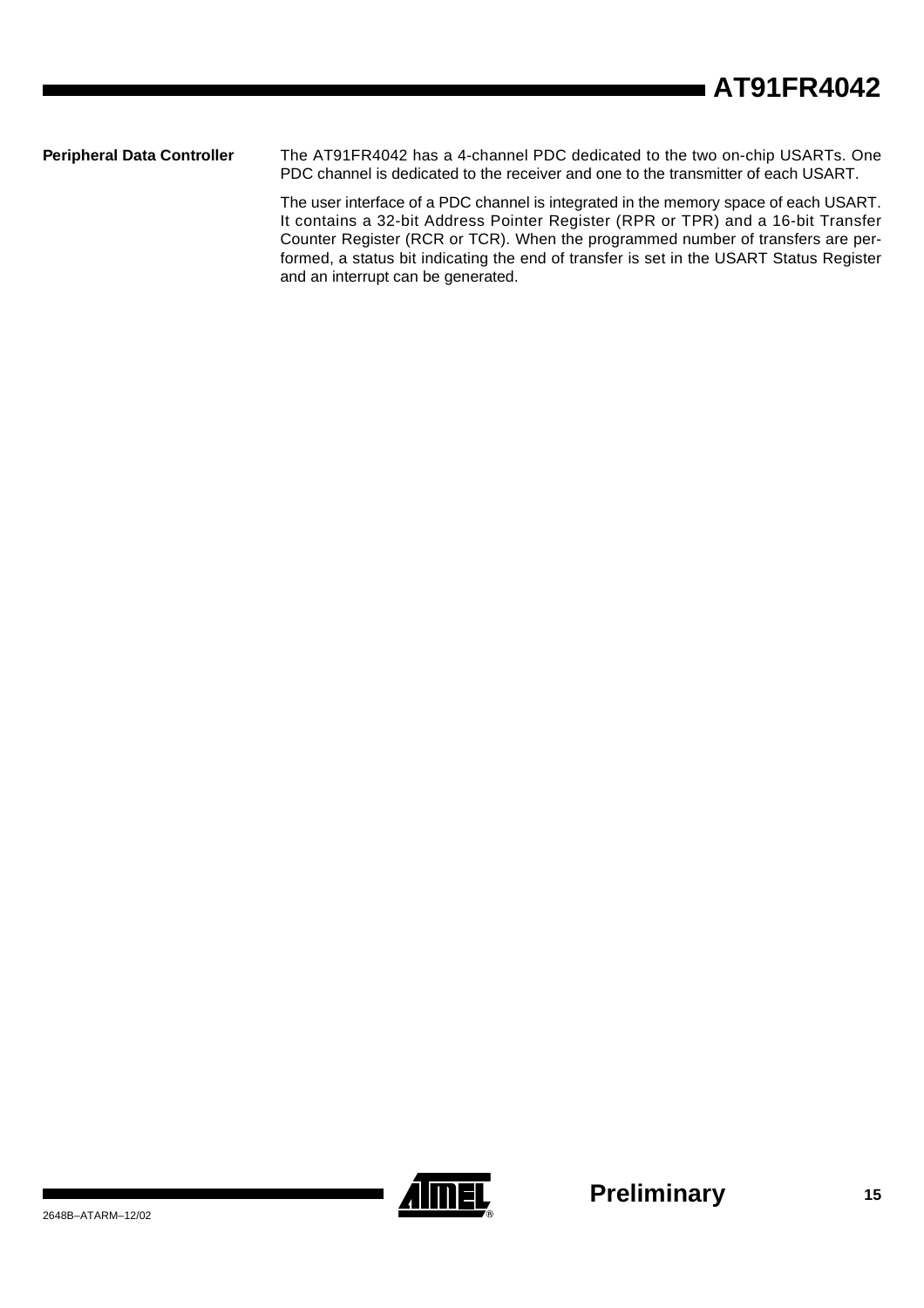### Peripheral Data Controller

The AT91FR4042 has a 4-channel PDC dedicated to the two on-chip USARTs. One PDC channel is dedicated to the receiver and one to the transmitter of each USART.

The user interface of a PDC channel is integrated in the memory space of each USART. It contains a 32-bit Address Pointer Register (RPR or TPR) and a 16-bit Transfer Counter Register (RCR or TCR). When the programmed number of transfers are performed, a status bit indicating the end of transfer is set in the USART Status Register and an interrupt can be generated.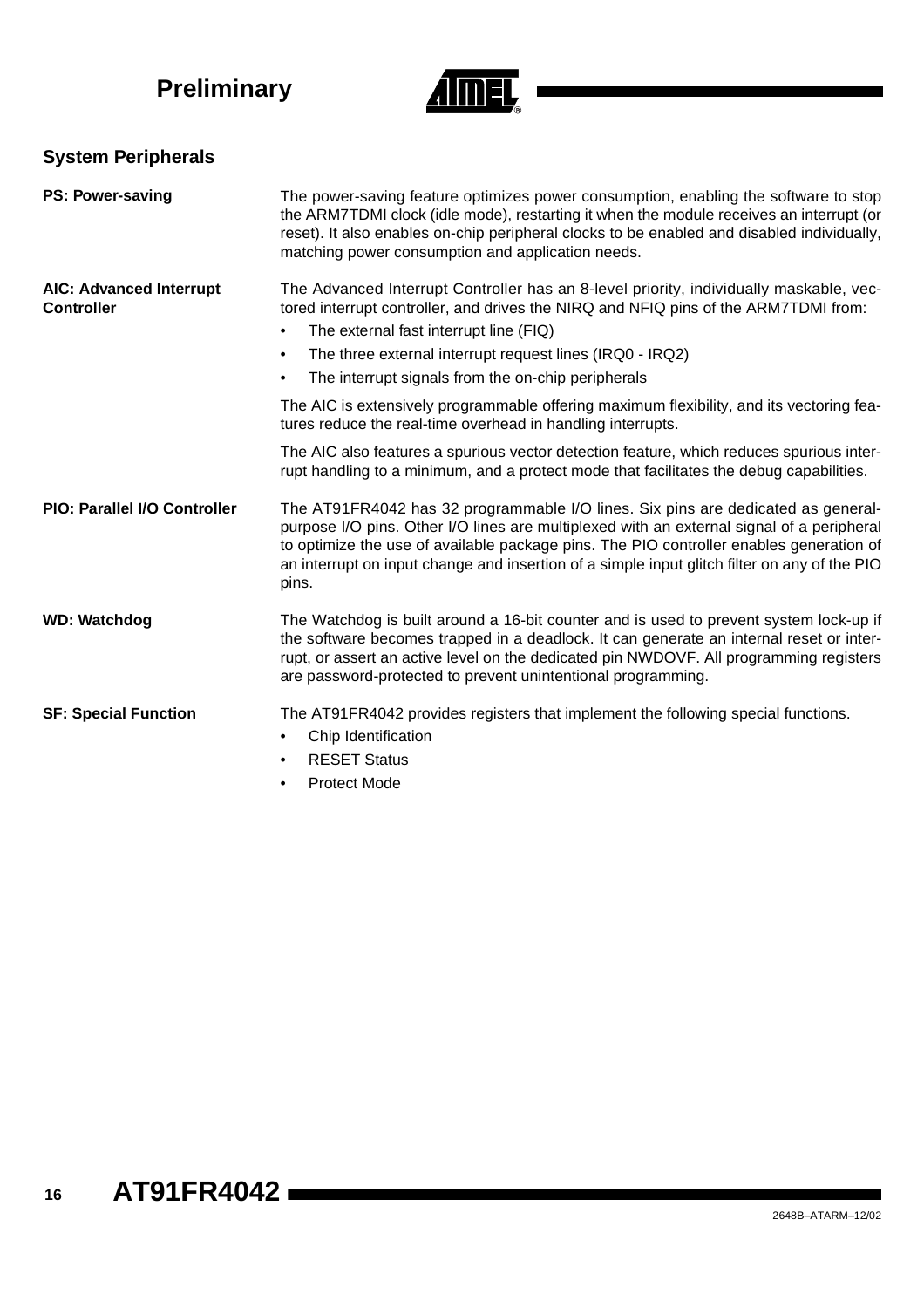## System Peripherals

**PS: Power-saving**

The power-saving feature optimizes power consumption, enabling the software to stop the ARM7TDMI clock (idle mode), restarting it when the module receives an interrupt (or reset). It also enables on-chip peripheral clocks to be enabled and disabled individually, matching power consumption and application needs.

**AIC: Advanced Interrupt Controller**

The Advanced Interrupt Controller has an 8-level priority, individually maskable, vectored interrupt controller, and drives the NIRQ and NFIQ pins of the ARM7TDMI from:

- The external fast interrupt line (FIQ)
- The three external interrupt request lines (IRQ0 - IRQ2)
- The interrupt signals from the on-chip peripherals

The AIC is extensively programmable offering maximum flexibility, and its vectoring features reduce the real-time overhead in handling interrupts.

The AIC also features a spurious vector detection feature, which reduces spurious interrupt handling to a minimum, and a protect mode that facilitates the debug capabilities.

**PIO: Parallel I/O Controller**

The AT91FR4042 has 32 programmable I/O lines. Six pins are dedicated as general-purpose I/O pins. Other I/O lines are multiplexed with an external signal of a peripheral to optimize the use of available package pins. The PIO controller enables generation of an interrupt on input change and insertion of a simple input glitch filter on any of the PIO pins.

**WD: Watchdog**

The Watchdog is built around a 16-bit counter and is used to prevent system lock-up if the software becomes trapped in a deadlock. It can generate an internal reset or interrupt, or assert an active level on the dedicated pin NWDOVF. All programming registers are password-protected to prevent unintentional programming.

**SF: Special Function**

The AT91FR4042 provides registers that implement the following special functions.

- Chip Identification
- RESET Status
- Protect Mode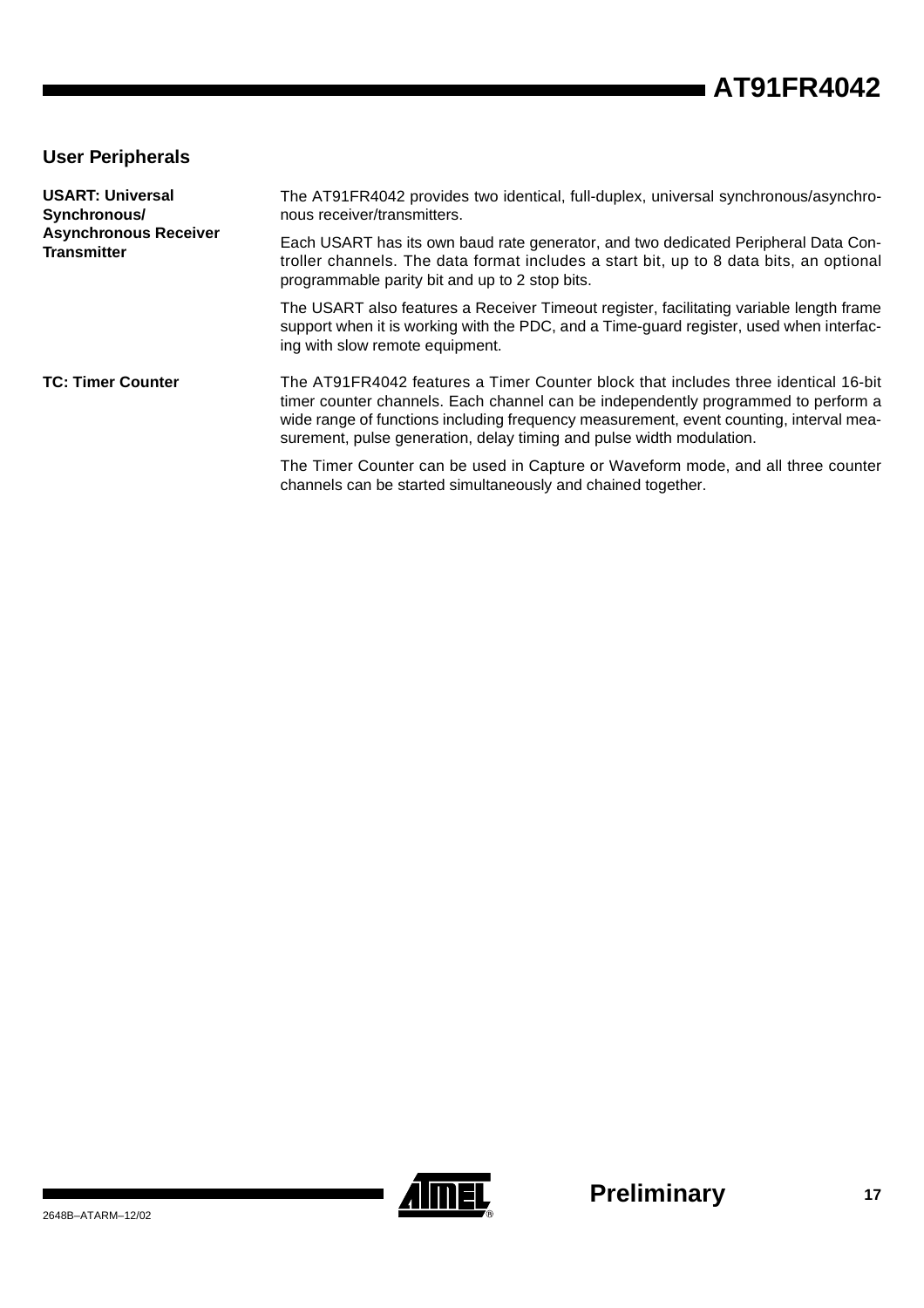## User Peripherals

### USART: Universal Synchronous/Asynchronous Receiver Transmitter

The AT91FR4042 provides two identical, full-duplex, universal synchronous/asynchronous receiver/transmitters.

Each USART has its own baud rate generator, and two dedicated Peripheral Data Controller channels. The data format includes a start bit, up to 8 data bits, an optional programmable parity bit and up to 2 stop bits.

The USART also features a Receiver Timeout register, facilitating variable length frame support when it is working with the PDC, and a Time-guard register, used when interfacing with slow remote equipment.

### TC: Timer Counter

The AT91FR4042 features a Timer Counter block that includes three identical 16-bit timer counter channels. Each channel can be independently programmed to perform a wide range of functions including frequency measurement, event counting, interval measurement, pulse generation, delay timing and pulse width modulation.

The Timer Counter can be used in Capture or Waveform mode, and all three counter channels can be started simultaneously and chained together.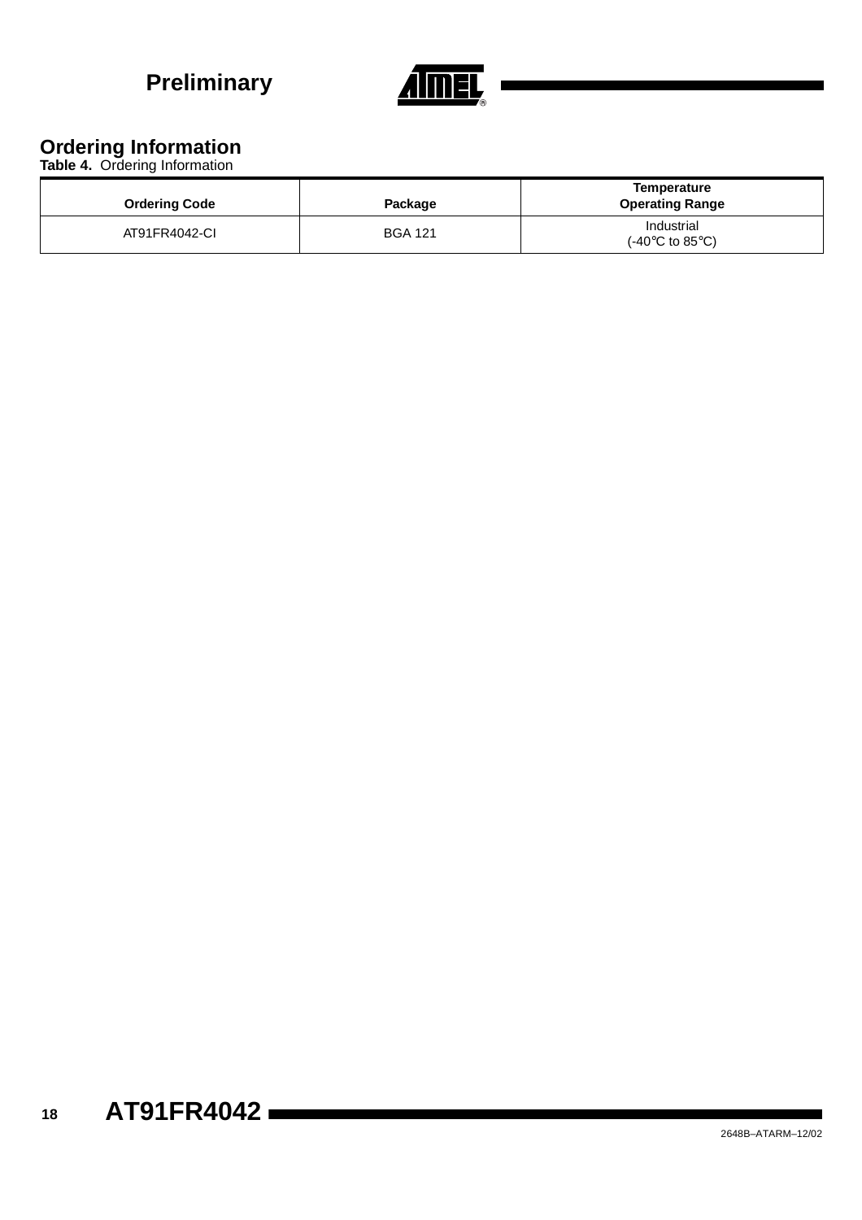## Ordering Information

**Table 4.** Ordering Information

| Ordering Code | Package | Temperature Operating Range |
|---|---|---|
| AT91FR4042-CI | BGA 121 | Industrial (-40°C to 85°C) |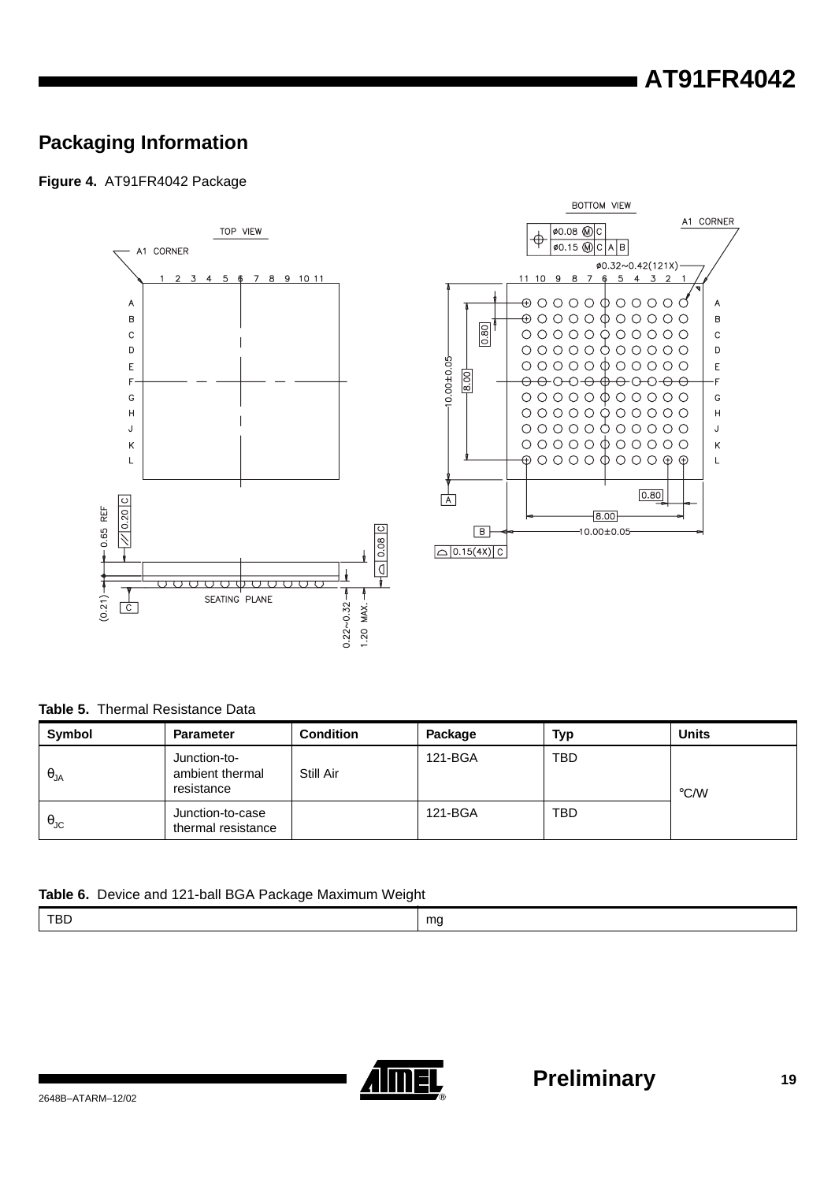## Packaging Information

**Figure 4.** AT91FR4042 Package

**Table 5.** Thermal Resistance Data

| Symbol | Parameter | Condition | Package | Typ | Units |
|---|---|---|---|---|---|
| $\theta_{JA}$ | Junction-to-ambient thermal resistance | Still Air | 121-BGA | TBD | °C/W |
| $\theta_{JC}$ | Junction-to-case thermal resistance | | 121-BGA | TBD | |

**Table 6.** Device and 121-ball BGA Package Maximum Weight

| TBD | mg |
|---|---|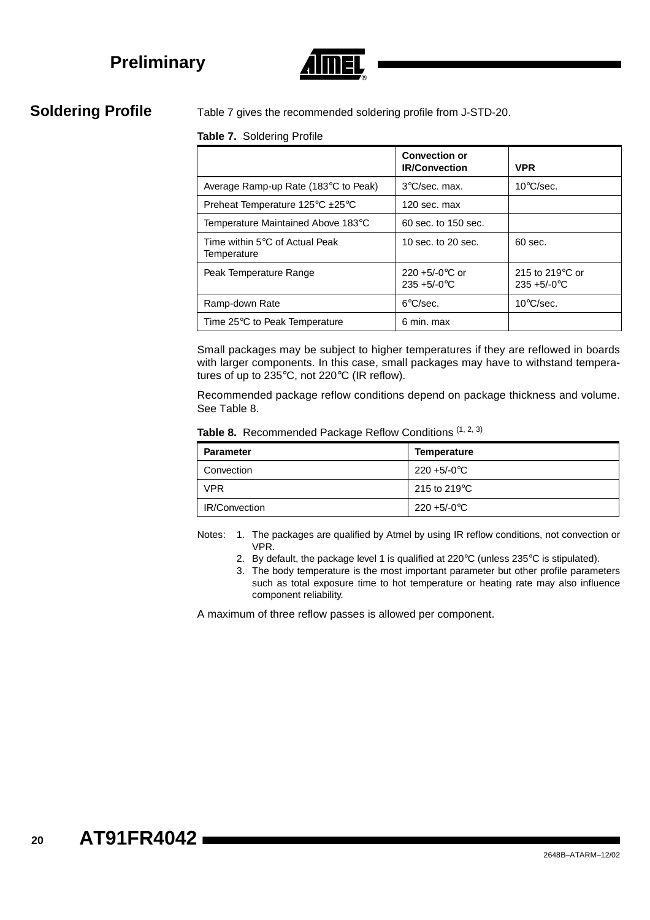## Soldering Profile

Table 7 gives the recommended soldering profile from J-STD-20.

**Table 7.** Soldering Profile

| | Convection or IR/Convection | VPR |
|---|---|---|
| Average Ramp-up Rate (183°C to Peak) | 3°C/sec. max. | 10°C/sec. |
| Preheat Temperature 125°C ±25°C | 120 sec. max | |
| Temperature Maintained Above 183°C | 60 sec. to 150 sec. | |
| Time within 5°C of Actual Peak Temperature | 10 sec. to 20 sec. | 60 sec. |
| Peak Temperature Range | 220 +5/-0°C or 235 +5/-0°C | 215 to 219°C or 235 +5/-0°C |
| Ramp-down Rate | 6°C/sec. | 10°C/sec. |
| Time 25°C to Peak Temperature | 6 min. max | |

Small packages may be subject to higher temperatures if they are reflowed in boards with larger components. In this case, small packages may have to withstand temperatures of up to 235°C, not 220°C (IR reflow).

Recommended package reflow conditions depend on package thickness and volume. See Table 8.

**Table 8.** Recommended Package Reflow Conditions (1, 2, 3)

| Parameter | Temperature |
|---|---|
| Convection | 220 +5/-0°C |
| VPR | 215 to 219°C |
| IR/Convection | 220 +5/-0°C |

Notes:
1. The packages are qualified by Atmel by using IR reflow conditions, not convection or VPR.
2. By default, the package level 1 is qualified at 220°C (unless 235°C is stipulated).
3. The body temperature is the most important parameter but other profile parameters such as total exposure time to hot temperature or heating rate may also influence component reliability.

A maximum of three reflow passes is allowed per component.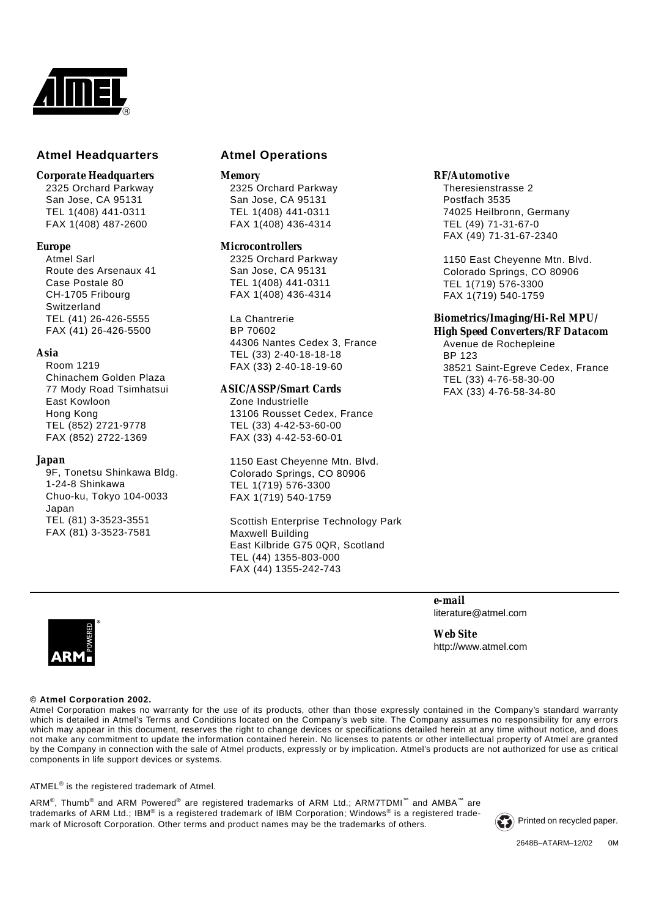## Atmel Headquarters

**Corporate Headquarters**
2325 Orchard Parkway
San Jose, CA 95131
TEL 1(408) 441-0311
FAX 1(408) 487-2600

**Europe**
Atmel Sarl
Route des Arsenaux 41
Case Postale 80
CH-1705 Fribourg
Switzerland
TEL (41) 26-426-5555
FAX (41) 26-426-5500

**Asia**
Room 1219
Chinachem Golden Plaza
77 Mody Road Tsimhatsui
East Kowloon
Hong Kong
TEL (852) 2721-9778
FAX (852) 2722-1369

**Japan**
9F, Tonetsu Shinkawa Bldg.
1-24-8 Shinkawa
Chuo-ku, Tokyo 104-0033
Japan
TEL (81) 3-3523-3551
FAX (81) 3-3523-7581

## Atmel Operations

**Memory**
2325 Orchard Parkway
San Jose, CA 95131
TEL 1(408) 441-0311
FAX 1(408) 436-4314

**Microcontrollers**
2325 Orchard Parkway
San Jose, CA 95131
TEL 1(408) 441-0311
FAX 1(408) 436-4314

La Chantrerie
BP 70602
44306 Nantes Cedex 3, France
TEL (33) 2-40-18-18-18
FAX (33) 2-40-18-19-60

**ASIC/ASSP/Smart Cards**
Zone Industrielle
13106 Rousset Cedex, France
TEL (33) 4-42-53-60-00
FAX (33) 4-42-53-60-01

1150 East Cheyenne Mtn. Blvd.
Colorado Springs, CO 80906
TEL 1(719) 576-3300
FAX 1(719) 540-1759

Scottish Enterprise Technology Park
Maxwell Building
East Kilbride G75 0QR, Scotland
TEL (44) 1355-803-000
FAX (44) 1355-242-743

**RF/Automotive**
Theresienstrasse 2
Postfach 3535
74025 Heilbronn, Germany
TEL (49) 71-31-67-0
FAX (49) 71-31-67-2340

1150 East Cheyenne Mtn. Blvd.
Colorado Springs, CO 80906
TEL 1(719) 576-3300
FAX 1(719) 540-1759

**Biometrics/Imaging/Hi-Rel MPU/ High Speed Converters/RF Datacom**
Avenue de Rochepleine
BP 123
38521 Saint-Egreve Cedex, France
TEL (33) 4-76-58-30-00
FAX (33) 4-76-58-34-80

**e-mail**
literature@atmel.com

**Web Site**
http://www.atmel.com

**© Atmel Corporation 2002.**
Atmel Corporation makes no warranty for the use of its products, other than those expressly contained in the Company's standard warranty which is detailed in Atmel's Terms and Conditions located on the Company's web site. The Company assumes no responsibility for any errors which may appear in this document, reserves the right to change devices or specifications detailed herein at any time without notice, and does not make any commitment to update the information contained herein. No licenses to patents or other intellectual property of Atmel are granted by the Company in connection with the sale of Atmel products, expressly or by implication. Atmel's products are not authorized for use as critical components in life support devices or systems.

ATMEL® is the registered trademark of Atmel.

ARM®, Thumb® and ARM Powered® are registered trademarks of ARM Ltd.; ARM7TDMI™ and AMBA™ are trademarks of ARM Ltd.; IBM® is a registered trademark of IBM Corporation; Windows® is a registered trademark of Microsoft Corporation. Other terms and product names may be the trademarks of others.

Printed on recycled paper.

2648B–ATARM–12/02 0M